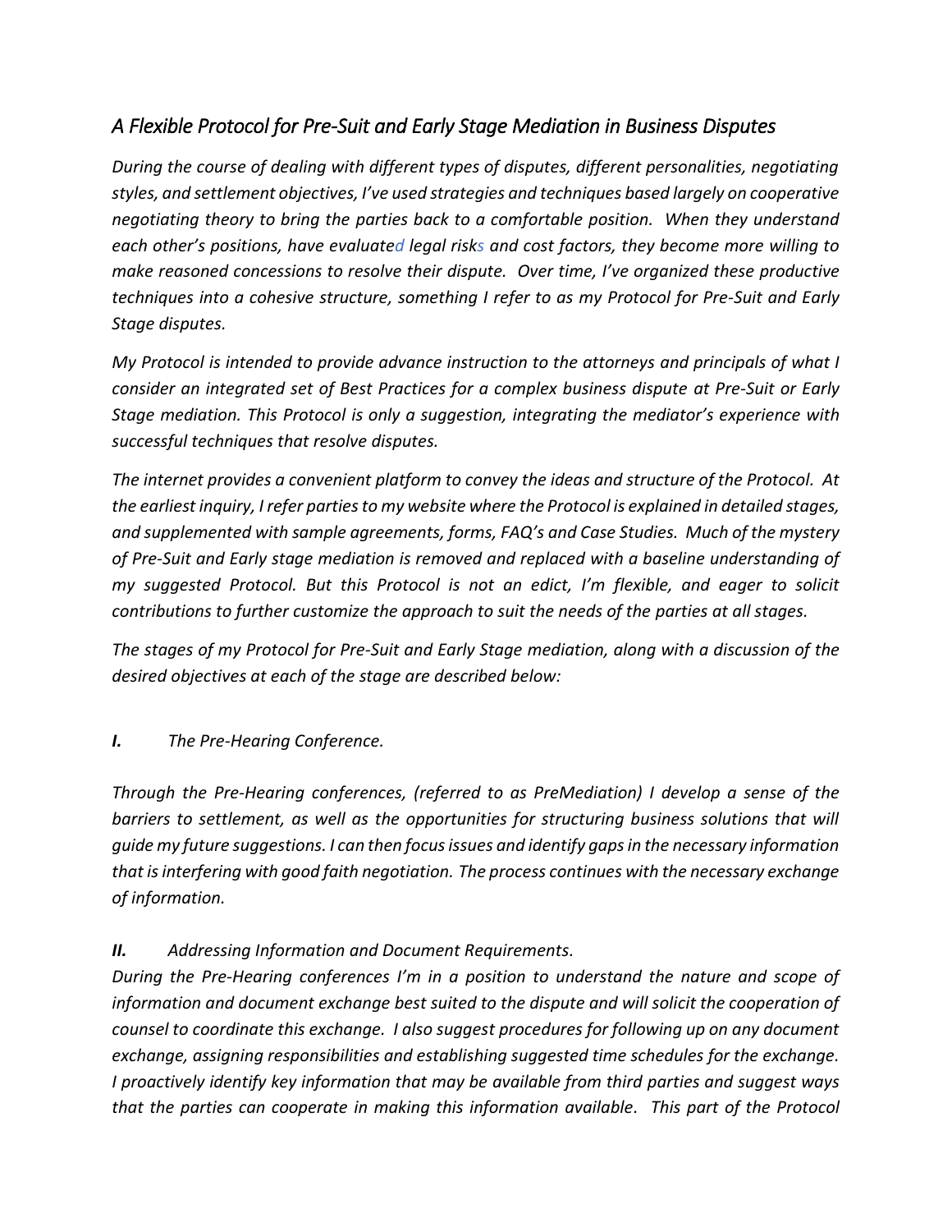# *A Flexible Protocol for Pre-Suit and Early Stage Mediation in Business Disputes*

*During the course of dealing with different types of disputes, different personalities, negotiating styles, and settlement objectives, I've used strategies and techniques based largely on cooperative negotiating theory to bring the parties back to a comfortable position. When they understand each other's positions, have evaluated legal risks and cost factors, they become more willing to make reasoned concessions to resolve their dispute. Over time, I've organized these productive techniques into a cohesive structure, something I refer to as my Protocol for Pre-Suit and Early Stage disputes.*

*My Protocol is intended to provide advance instruction to the attorneys and principals of what I consider an integrated set of Best Practices for a complex business dispute at Pre-Suit or Early Stage mediation. This Protocol is only a suggestion, integrating the mediator's experience with successful techniques that resolve disputes.*

*The internet provides a convenient platform to convey the ideas and structure of the Protocol. At the earliest inquiry, I refer parties to my website where the Protocol is explained in detailed stages, and supplemented with sample agreements, forms, FAQ's and Case Studies. Much of the mystery of Pre-Suit and Early stage mediation is removed and replaced with a baseline understanding of my suggested Protocol. But this Protocol is not an edict, I'm flexible, and eager to solicit contributions to further customize the approach to suit the needs of the parties at all stages.*

*The stages of my Protocol for Pre-Suit and Early Stage mediation, along with a discussion of the desired objectives at each of the stage are described below:*

## ***I.*** *The Pre-Hearing Conference.*

*Through the Pre-Hearing conferences, (referred to as PreMediation) I develop a sense of the barriers to settlement, as well as the opportunities for structuring business solutions that will guide my future suggestions. I can then focus issues and identify gaps in the necessary information that is interfering with good faith negotiation. The process continues with the necessary exchange of information.*

## ***II.*** *Addressing Information and Document Requirements.*

*During the Pre-Hearing conferences I'm in a position to understand the nature and scope of information and document exchange best suited to the dispute and will solicit the cooperation of counsel to coordinate this exchange. I also suggest procedures for following up on any document exchange, assigning responsibilities and establishing suggested time schedules for the exchange. I proactively identify key information that may be available from third parties and suggest ways that the parties can cooperate in making this information available. This part of the Protocol*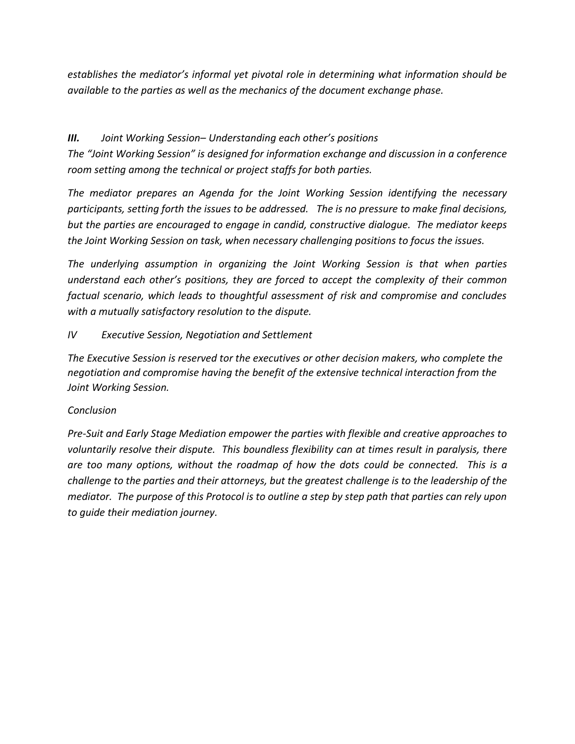*establishes the mediator's informal yet pivotal role in determining what information should be available to the parties as well as the mechanics of the document exchange phase.*

***III.*** *Joint Working Session– Understanding each other's positions*

*The "Joint Working Session" is designed for information exchange and discussion in a conference room setting among the technical or project staffs for both parties.*

*The mediator prepares an Agenda for the Joint Working Session identifying the necessary participants, setting forth the issues to be addressed. The is no pressure to make final decisions, but the parties are encouraged to engage in candid, constructive dialogue. The mediator keeps the Joint Working Session on task, when necessary challenging positions to focus the issues.*

*The underlying assumption in organizing the Joint Working Session is that when parties understand each other's positions, they are forced to accept the complexity of their common factual scenario, which leads to thoughtful assessment of risk and compromise and concludes with a mutually satisfactory resolution to the dispute.*

*IV Executive Session, Negotiation and Settlement*

*The Executive Session is reserved tor the executives or other decision makers, who complete the negotiation and compromise having the benefit of the extensive technical interaction from the Joint Working Session.*

*Conclusion*

*Pre-Suit and Early Stage Mediation empower the parties with flexible and creative approaches to voluntarily resolve their dispute. This boundless flexibility can at times result in paralysis, there are too many options, without the roadmap of how the dots could be connected. This is a challenge to the parties and their attorneys, but the greatest challenge is to the leadership of the mediator. The purpose of this Protocol is to outline a step by step path that parties can rely upon to guide their mediation journey.*